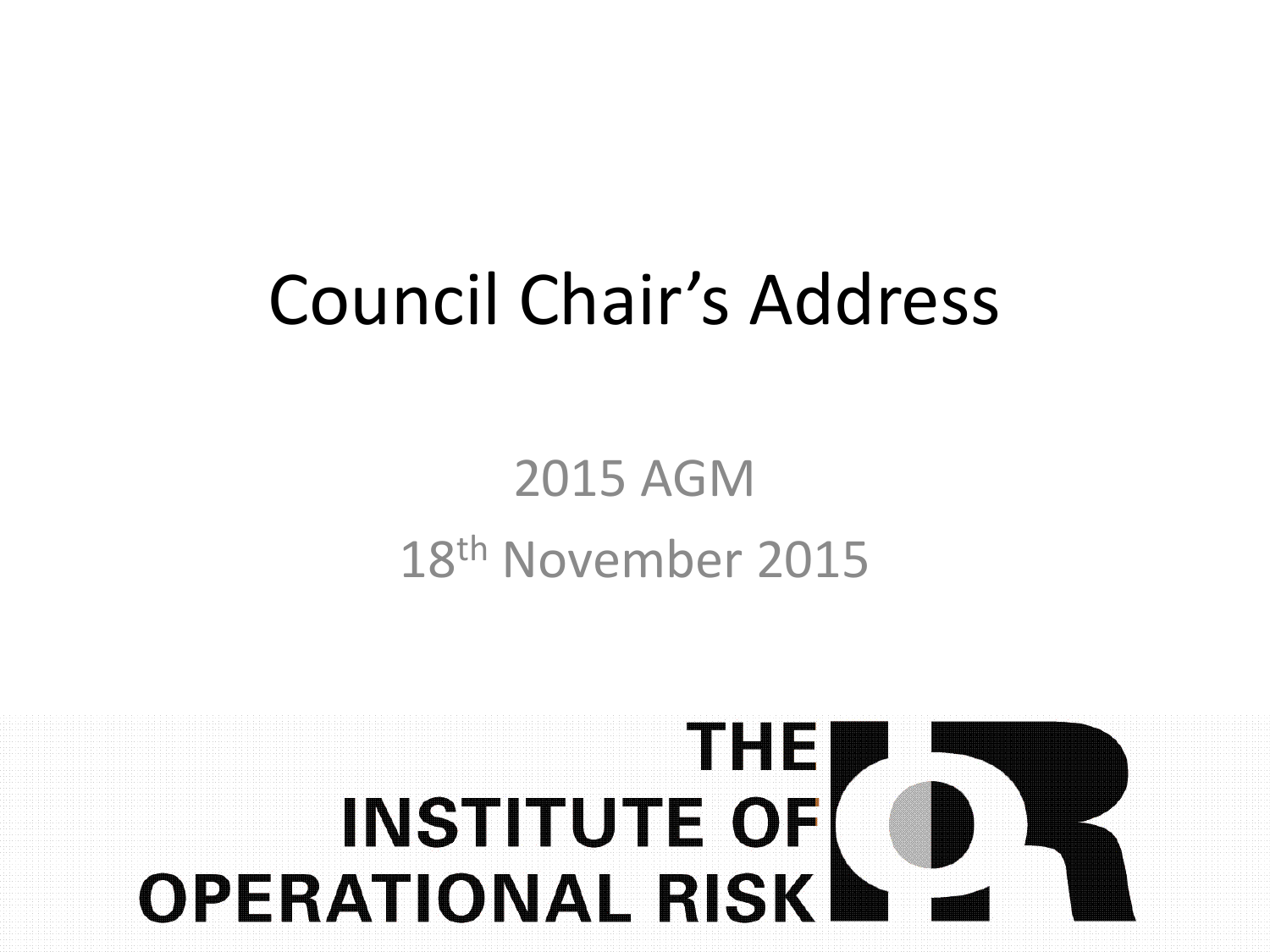# Council Chair's Address

2015 AGM

18th November 2015

THE INSTITUTE OF OPERATIONAL RISK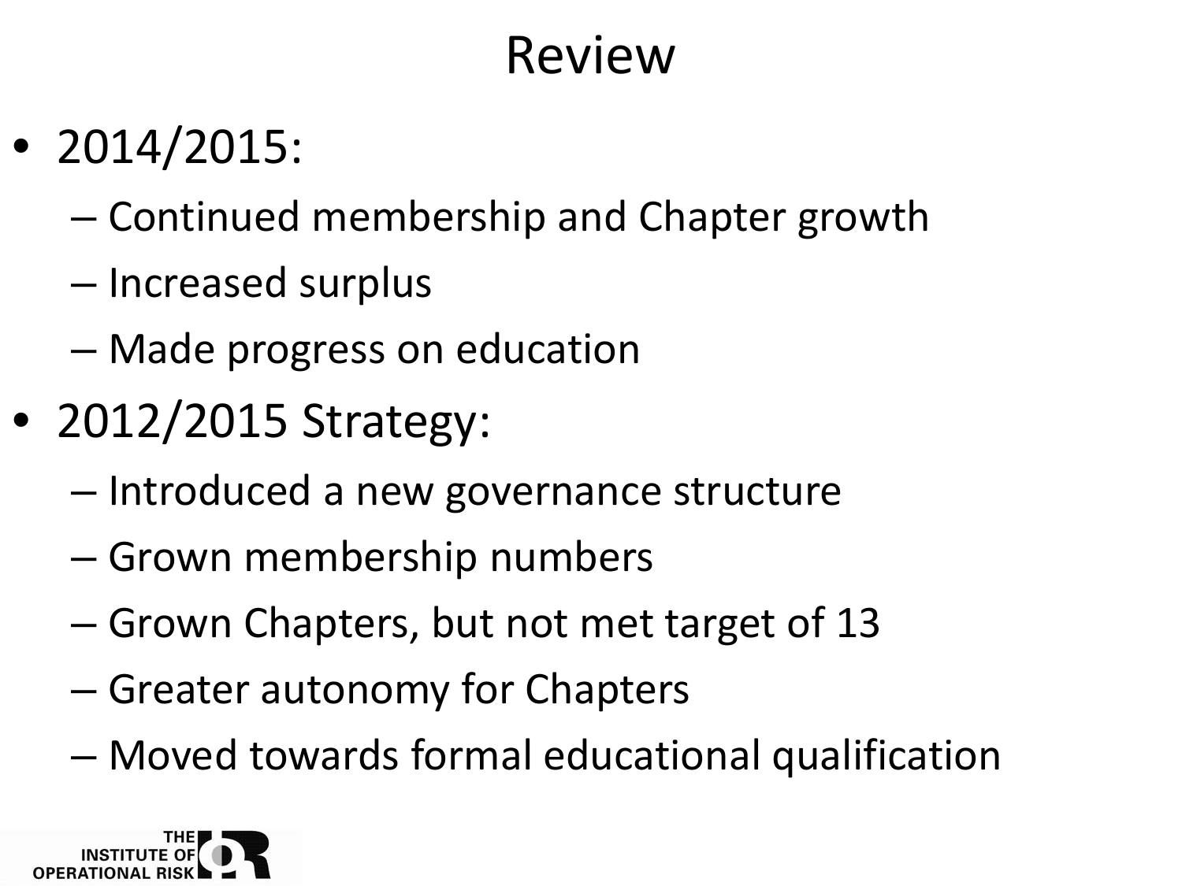# Review

- 2014/2015:
  - Continued membership and Chapter growth
  - Increased surplus
  - Made progress on education
- 2012/2015 Strategy:
  - Introduced a new governance structure
  - Grown membership numbers
  - Grown Chapters, but not met target of 13
  - Greater autonomy for Chapters
  - Moved towards formal educational qualification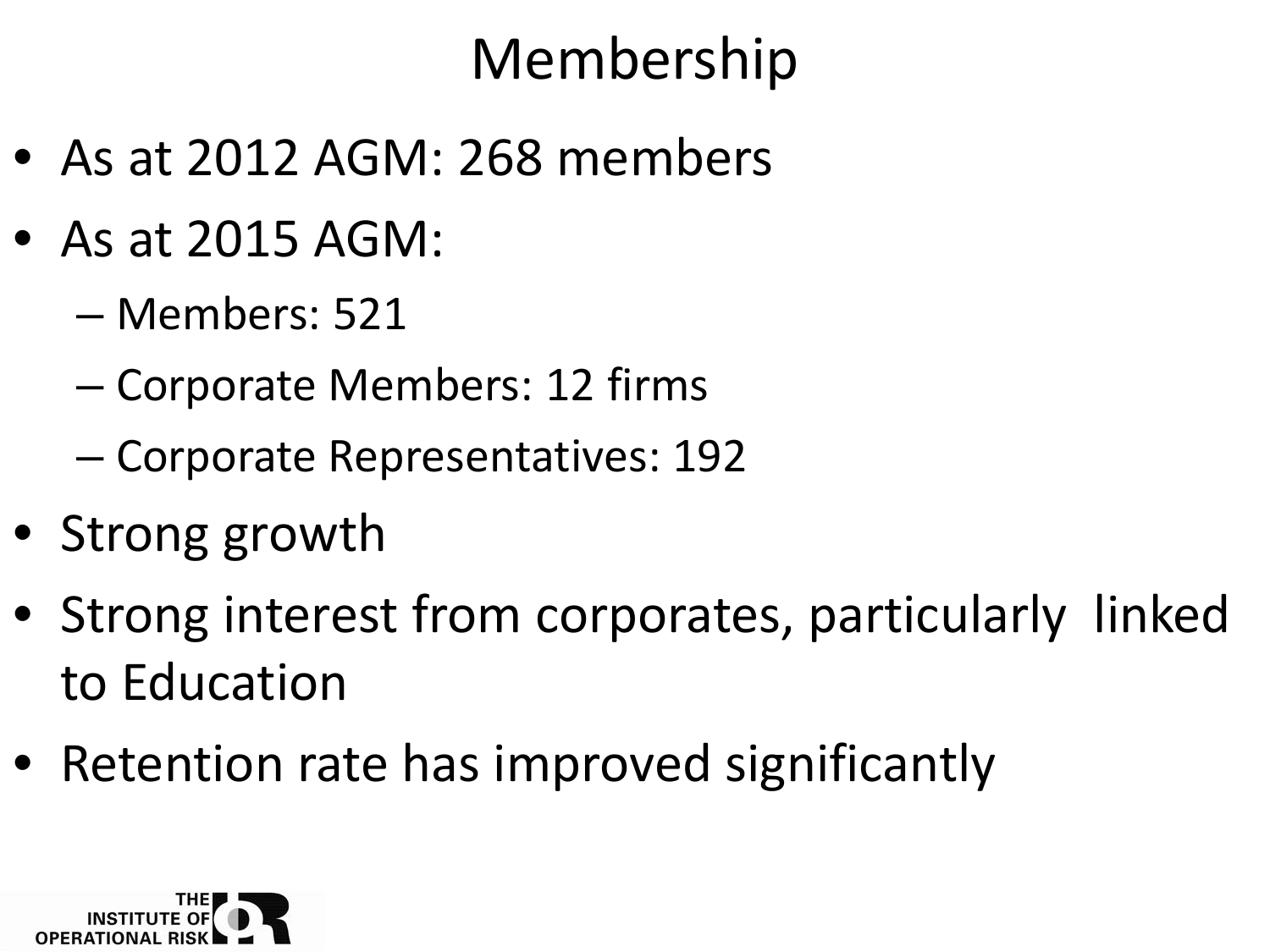# Membership

- As at 2012 AGM: 268 members
- As at 2015 AGM:
  - Members: 521
  - Corporate Members: 12 firms
  - Corporate Representatives: 192
- Strong growth
- Strong interest from corporates, particularly linked to Education
- Retention rate has improved significantly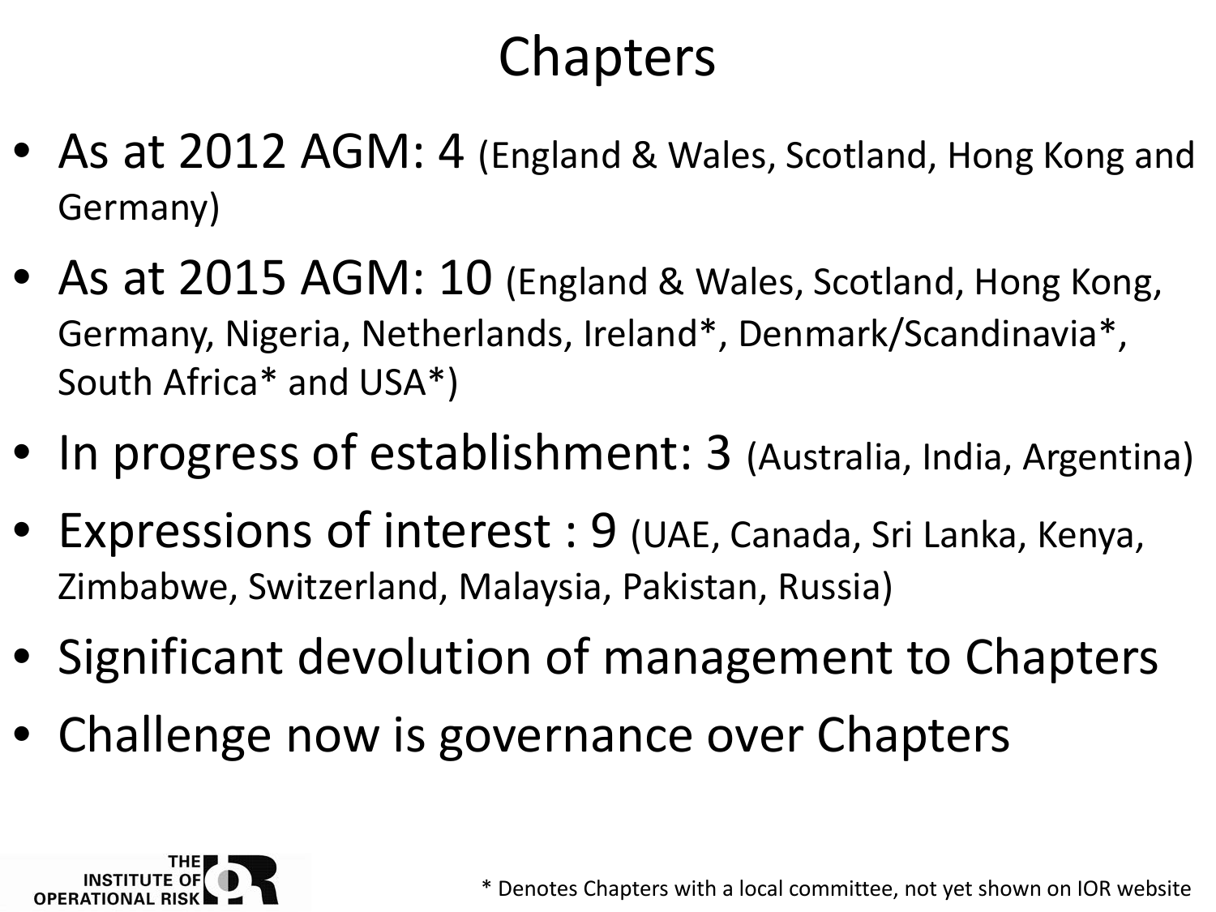# Chapters

- As at 2012 AGM: 4 (England & Wales, Scotland, Hong Kong and Germany)
- As at 2015 AGM: 10 (England & Wales, Scotland, Hong Kong, Germany, Nigeria, Netherlands, Ireland*, Denmark/Scandinavia*, South Africa* and USA*)
- In progress of establishment: 3 (Australia, India, Argentina)
- Expressions of interest : 9 (UAE, Canada, Sri Lanka, Kenya, Zimbabwe, Switzerland, Malaysia, Pakistan, Russia)
- Significant devolution of management to Chapters
- Challenge now is governance over Chapters

THE INSTITUTE OF OPERATIONAL RISK

* Denotes Chapters with a local committee, not yet shown on IOR website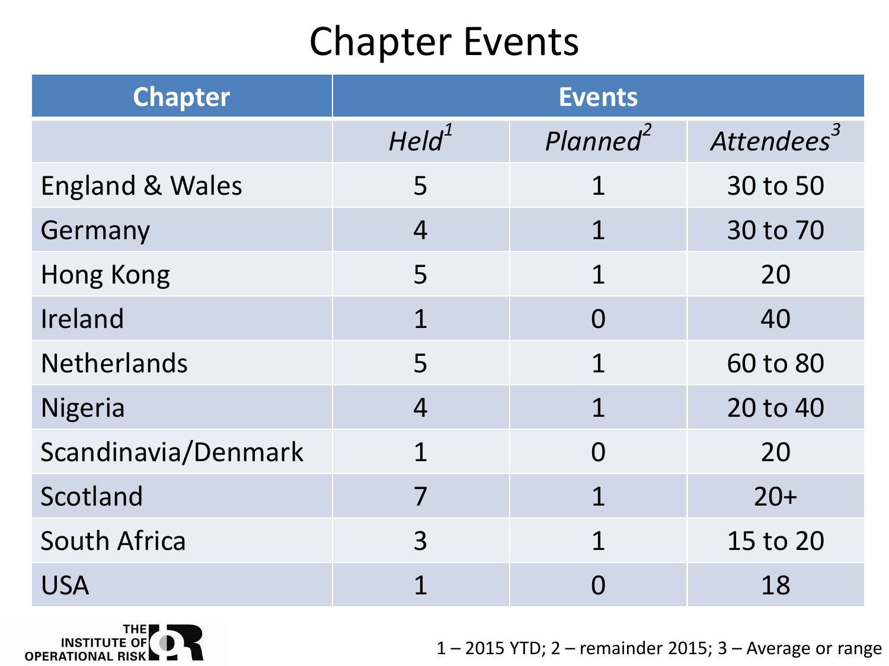# Chapter Events

| Chapter | Events | | |
|---|---|---|---|
| | *Held*[1] | *Planned*[2] | *Attendees*[3] |
| England & Wales | 5 | 1 | 30 to 50 |
| Germany | 4 | 1 | 30 to 70 |
| Hong Kong | 5 | 1 | 20 |
| Ireland | 1 | 0 | 40 |
| Netherlands | 5 | 1 | 60 to 80 |
| Nigeria | 4 | 1 | 20 to 40 |
| Scandinavia/Denmark | 1 | 0 | 20 |
| Scotland | 7 | 1 | 20+ |
| South Africa | 3 | 1 | 15 to 20 |
| USA | 1 | 0 | 18 |

1 – 2015 YTD; 2 – remainder 2015; 3 – Average or range

THE INSTITUTE OF OPERATIONAL RISK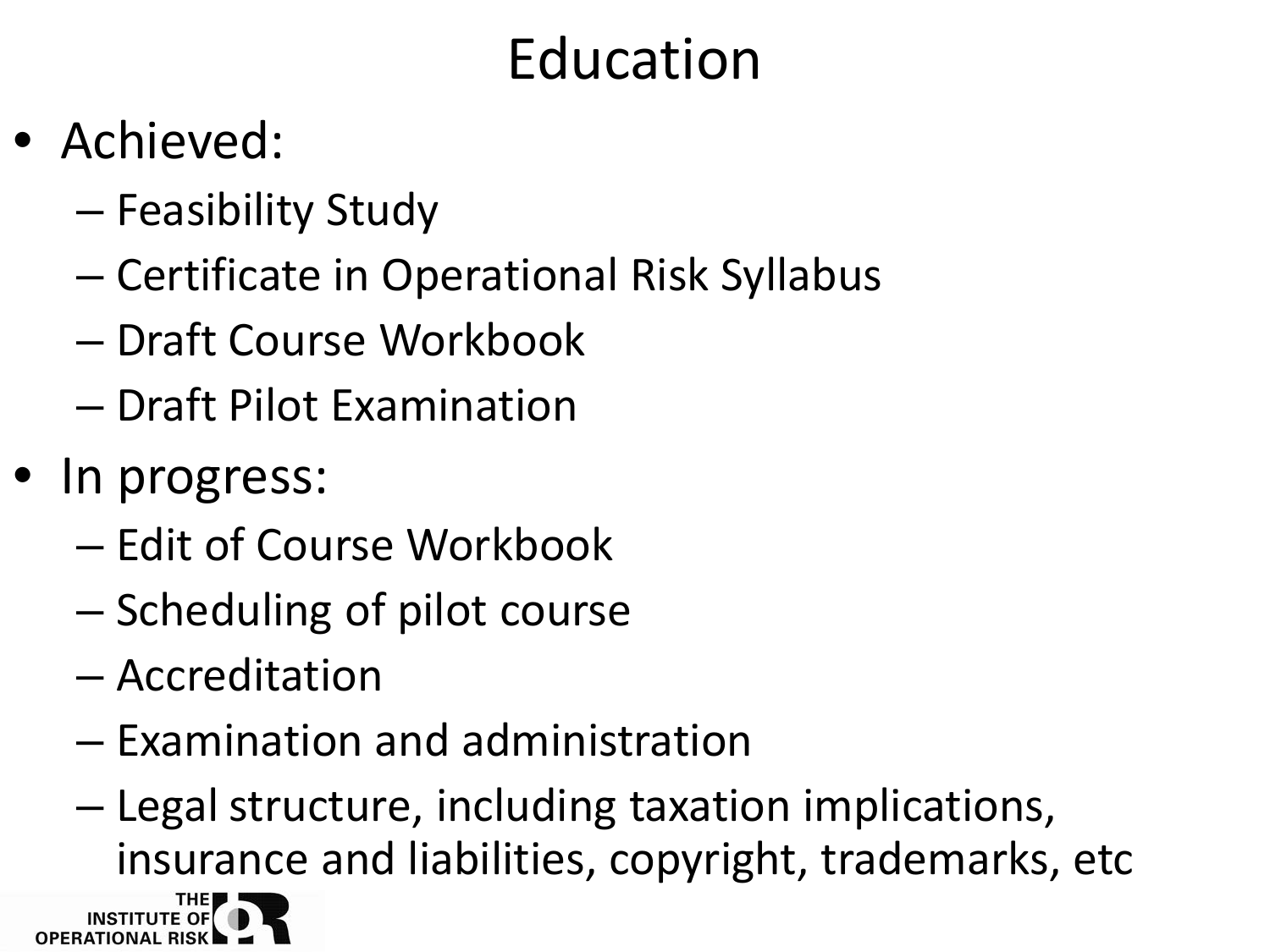# Education

- Achieved:
  - Feasibility Study
  - Certificate in Operational Risk Syllabus
  - Draft Course Workbook
  - Draft Pilot Examination
- In progress:
  - Edit of Course Workbook
  - Scheduling of pilot course
  - Accreditation
  - Examination and administration
  - Legal structure, including taxation implications, insurance and liabilities, copyright, trademarks, etc

THE INSTITUTE OF OPERATIONAL RISK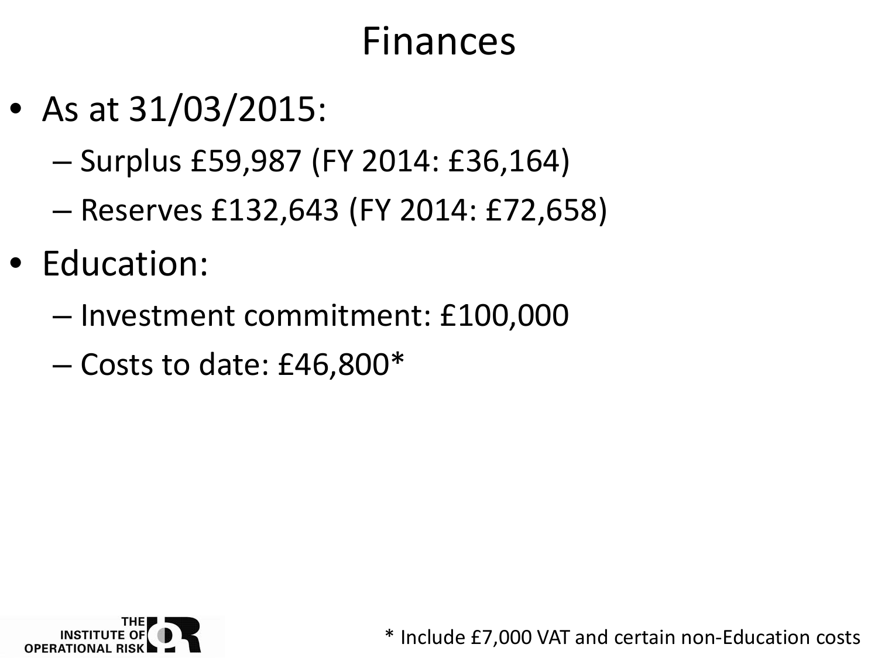# Finances

- As at 31/03/2015:
  - Surplus £59,987 (FY 2014: £36,164)
  - Reserves £132,643 (FY 2014: £72,658)
- Education:
  - Investment commitment: £100,000
  - Costs to date: £46,800*

\* Include £7,000 VAT and certain non-Education costs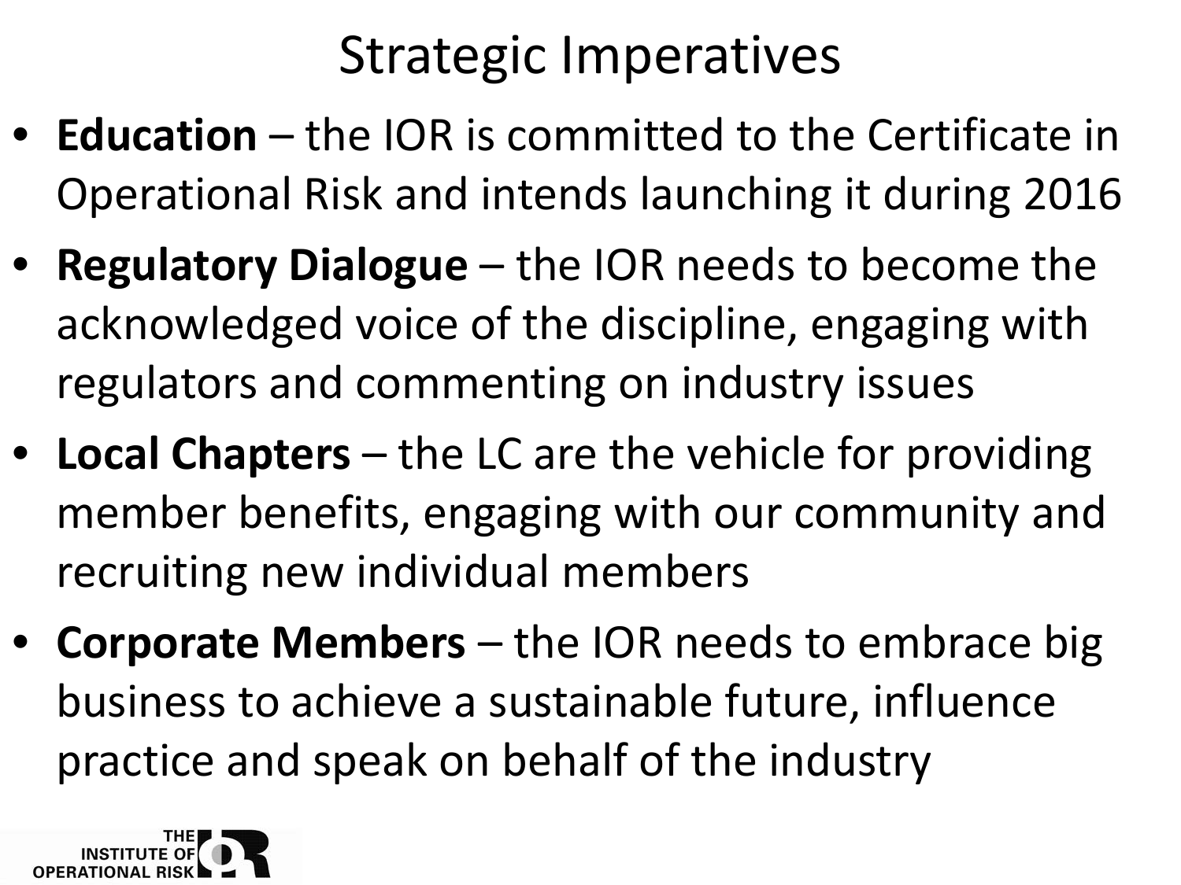# Strategic Imperatives

- **Education** – the IOR is committed to the Certificate in Operational Risk and intends launching it during 2016
- **Regulatory Dialogue** – the IOR needs to become the acknowledged voice of the discipline, engaging with regulators and commenting on industry issues
- **Local Chapters** – the LC are the vehicle for providing member benefits, engaging with our community and recruiting new individual members
- **Corporate Members** – the IOR needs to embrace big business to achieve a sustainable future, influence practice and speak on behalf of the industry

THE INSTITUTE OF OPERATIONAL RISK